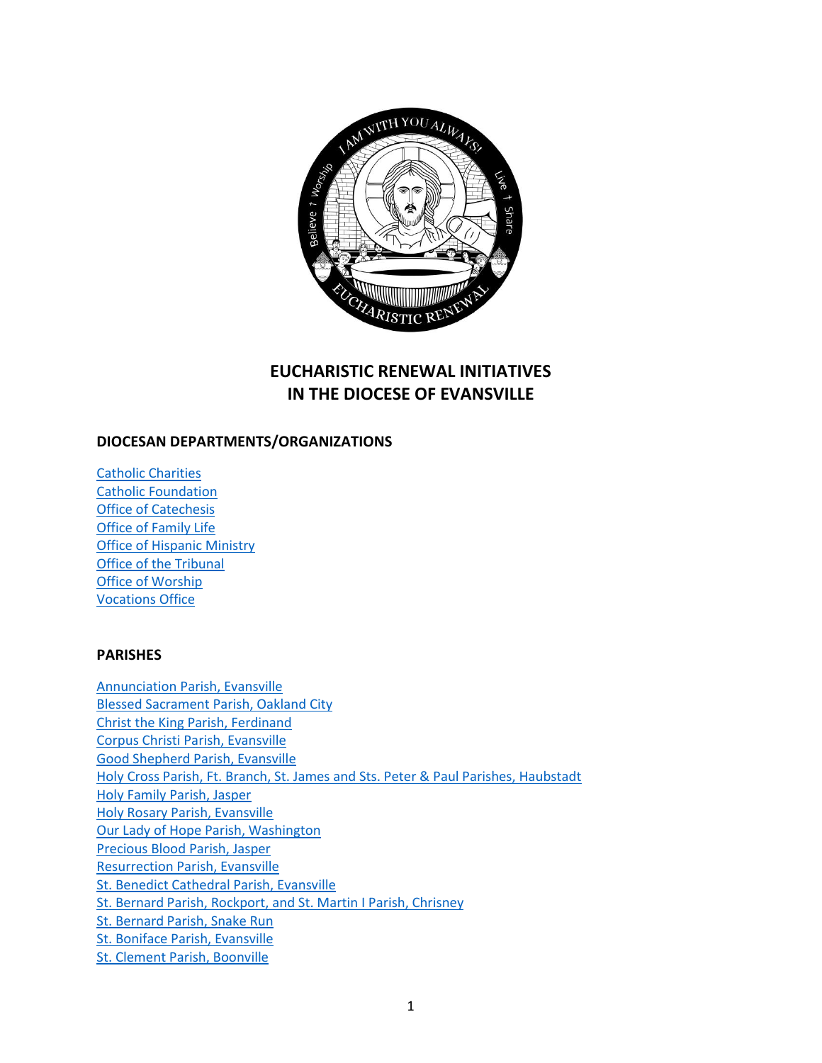# EUCHARISTIC RENEWAL INITIATIVES IN THE DIOCESE OF EVANSVILLE

## DIOCESAN DEPARTMENTS/ORGANIZATIONS

Catholic Charities
Catholic Foundation
Office of Catechesis
Office of Family Life
Office of Hispanic Ministry
Office of the Tribunal
Office of Worship
Vocations Office

## PARISHES

Annunciation Parish, Evansville
Blessed Sacrament Parish, Oakland City
Christ the King Parish, Ferdinand
Corpus Christi Parish, Evansville
Good Shepherd Parish, Evansville
Holy Cross Parish, Ft. Branch, St. James and Sts. Peter & Paul Parishes, Haubstadt
Holy Family Parish, Jasper
Holy Rosary Parish, Evansville
Our Lady of Hope Parish, Washington
Precious Blood Parish, Jasper
Resurrection Parish, Evansville
St. Benedict Cathedral Parish, Evansville
St. Bernard Parish, Rockport, and St. Martin I Parish, Chrisney
St. Bernard Parish, Snake Run
St. Boniface Parish, Evansville
St. Clement Parish, Boonville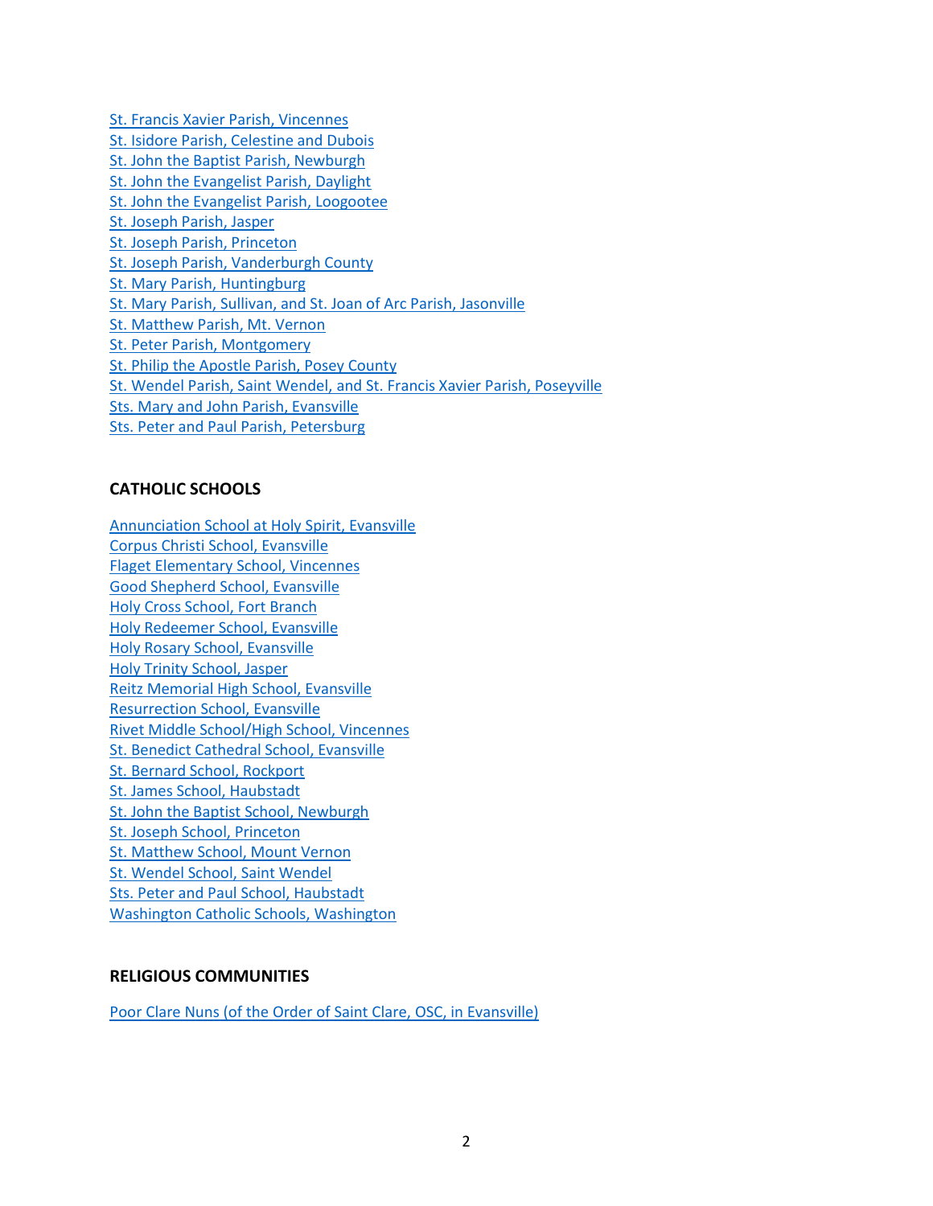St. Francis Xavier Parish, Vincennes
St. Isidore Parish, Celestine and Dubois
St. John the Baptist Parish, Newburgh
St. John the Evangelist Parish, Daylight
St. John the Evangelist Parish, Loogootee
St. Joseph Parish, Jasper
St. Joseph Parish, Princeton
St. Joseph Parish, Vanderburgh County
St. Mary Parish, Huntingburg
St. Mary Parish, Sullivan, and St. Joan of Arc Parish, Jasonville
St. Matthew Parish, Mt. Vernon
St. Peter Parish, Montgomery
St. Philip the Apostle Parish, Posey County
St. Wendel Parish, Saint Wendel, and St. Francis Xavier Parish, Poseyville
Sts. Mary and John Parish, Evansville
Sts. Peter and Paul Parish, Petersburg

**CATHOLIC SCHOOLS**

Annunciation School at Holy Spirit, Evansville
Corpus Christi School, Evansville
Flaget Elementary School, Vincennes
Good Shepherd School, Evansville
Holy Cross School, Fort Branch
Holy Redeemer School, Evansville
Holy Rosary School, Evansville
Holy Trinity School, Jasper
Reitz Memorial High School, Evansville
Resurrection School, Evansville
Rivet Middle School/High School, Vincennes
St. Benedict Cathedral School, Evansville
St. Bernard School, Rockport
St. James School, Haubstadt
St. John the Baptist School, Newburgh
St. Joseph School, Princeton
St. Matthew School, Mount Vernon
St. Wendel School, Saint Wendel
Sts. Peter and Paul School, Haubstadt
Washington Catholic Schools, Washington

**RELIGIOUS COMMUNITIES**

Poor Clare Nuns (of the Order of Saint Clare, OSC, in Evansville)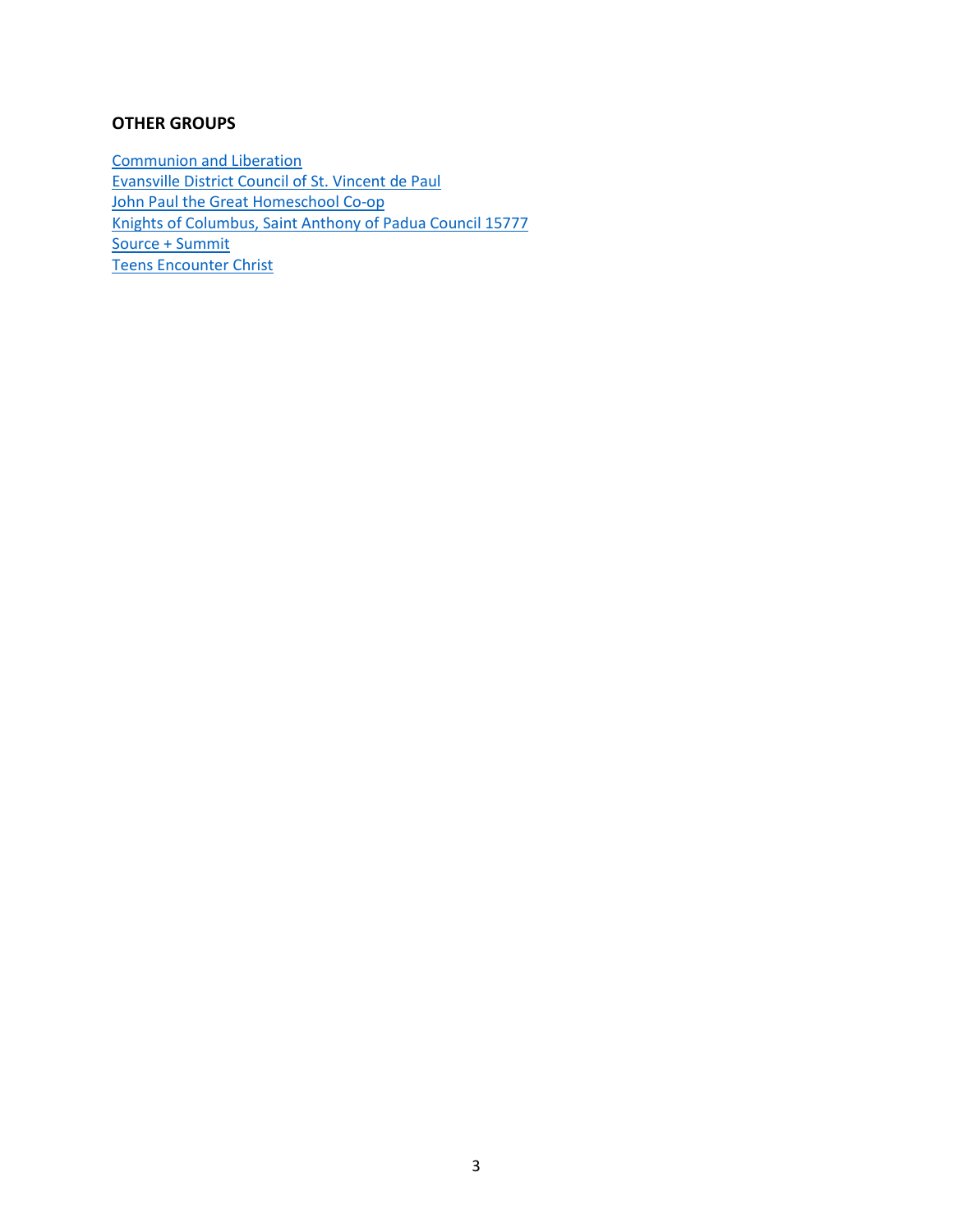## OTHER GROUPS

Communion and Liberation
Evansville District Council of St. Vincent de Paul
John Paul the Great Homeschool Co-op
Knights of Columbus, Saint Anthony of Padua Council 15777
Source + Summit
Teens Encounter Christ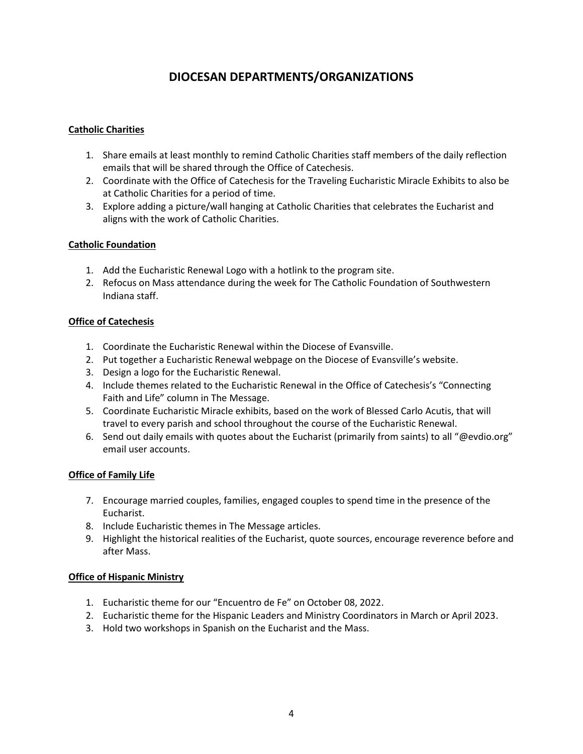# DIOCESAN DEPARTMENTS/ORGANIZATIONS

**Catholic Charities**

1. Share emails at least monthly to remind Catholic Charities staff members of the daily reflection emails that will be shared through the Office of Catechesis.
2. Coordinate with the Office of Catechesis for the Traveling Eucharistic Miracle Exhibits to also be at Catholic Charities for a period of time.
3. Explore adding a picture/wall hanging at Catholic Charities that celebrates the Eucharist and aligns with the work of Catholic Charities.

**Catholic Foundation**

1. Add the Eucharistic Renewal Logo with a hotlink to the program site.
2. Refocus on Mass attendance during the week for The Catholic Foundation of Southwestern Indiana staff.

**Office of Catechesis**

1. Coordinate the Eucharistic Renewal within the Diocese of Evansville.
2. Put together a Eucharistic Renewal webpage on the Diocese of Evansville's website.
3. Design a logo for the Eucharistic Renewal.
4. Include themes related to the Eucharistic Renewal in the Office of Catechesis's "Connecting Faith and Life" column in The Message.
5. Coordinate Eucharistic Miracle exhibits, based on the work of Blessed Carlo Acutis, that will travel to every parish and school throughout the course of the Eucharistic Renewal.
6. Send out daily emails with quotes about the Eucharist (primarily from saints) to all "@evdio.org" email user accounts.

**Office of Family Life**

7. Encourage married couples, families, engaged couples to spend time in the presence of the Eucharist.
8. Include Eucharistic themes in The Message articles.
9. Highlight the historical realities of the Eucharist, quote sources, encourage reverence before and after Mass.

**Office of Hispanic Ministry**

1. Eucharistic theme for our "Encuentro de Fe" on October 08, 2022.
2. Eucharistic theme for the Hispanic Leaders and Ministry Coordinators in March or April 2023.
3. Hold two workshops in Spanish on the Eucharist and the Mass.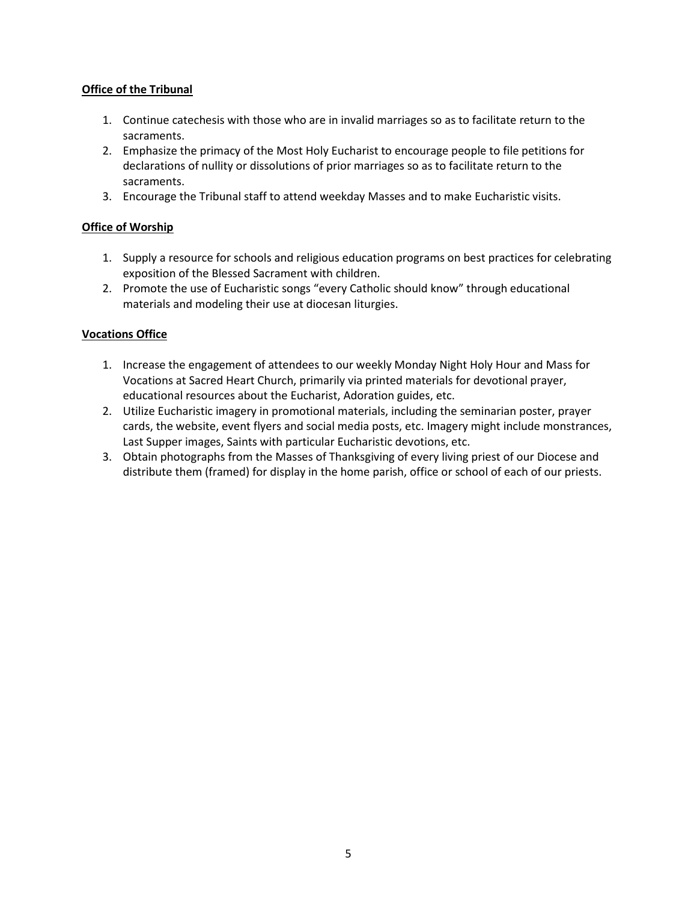**Office of the Tribunal**

1. Continue catechesis with those who are in invalid marriages so as to facilitate return to the sacraments.
2. Emphasize the primacy of the Most Holy Eucharist to encourage people to file petitions for declarations of nullity or dissolutions of prior marriages so as to facilitate return to the sacraments.
3. Encourage the Tribunal staff to attend weekday Masses and to make Eucharistic visits.

**Office of Worship**

1. Supply a resource for schools and religious education programs on best practices for celebrating exposition of the Blessed Sacrament with children.
2. Promote the use of Eucharistic songs "every Catholic should know" through educational materials and modeling their use at diocesan liturgies.

**Vocations Office**

1. Increase the engagement of attendees to our weekly Monday Night Holy Hour and Mass for Vocations at Sacred Heart Church, primarily via printed materials for devotional prayer, educational resources about the Eucharist, Adoration guides, etc.
2. Utilize Eucharistic imagery in promotional materials, including the seminarian poster, prayer cards, the website, event flyers and social media posts, etc. Imagery might include monstrances, Last Supper images, Saints with particular Eucharistic devotions, etc.
3. Obtain photographs from the Masses of Thanksgiving of every living priest of our Diocese and distribute them (framed) for display in the home parish, office or school of each of our priests.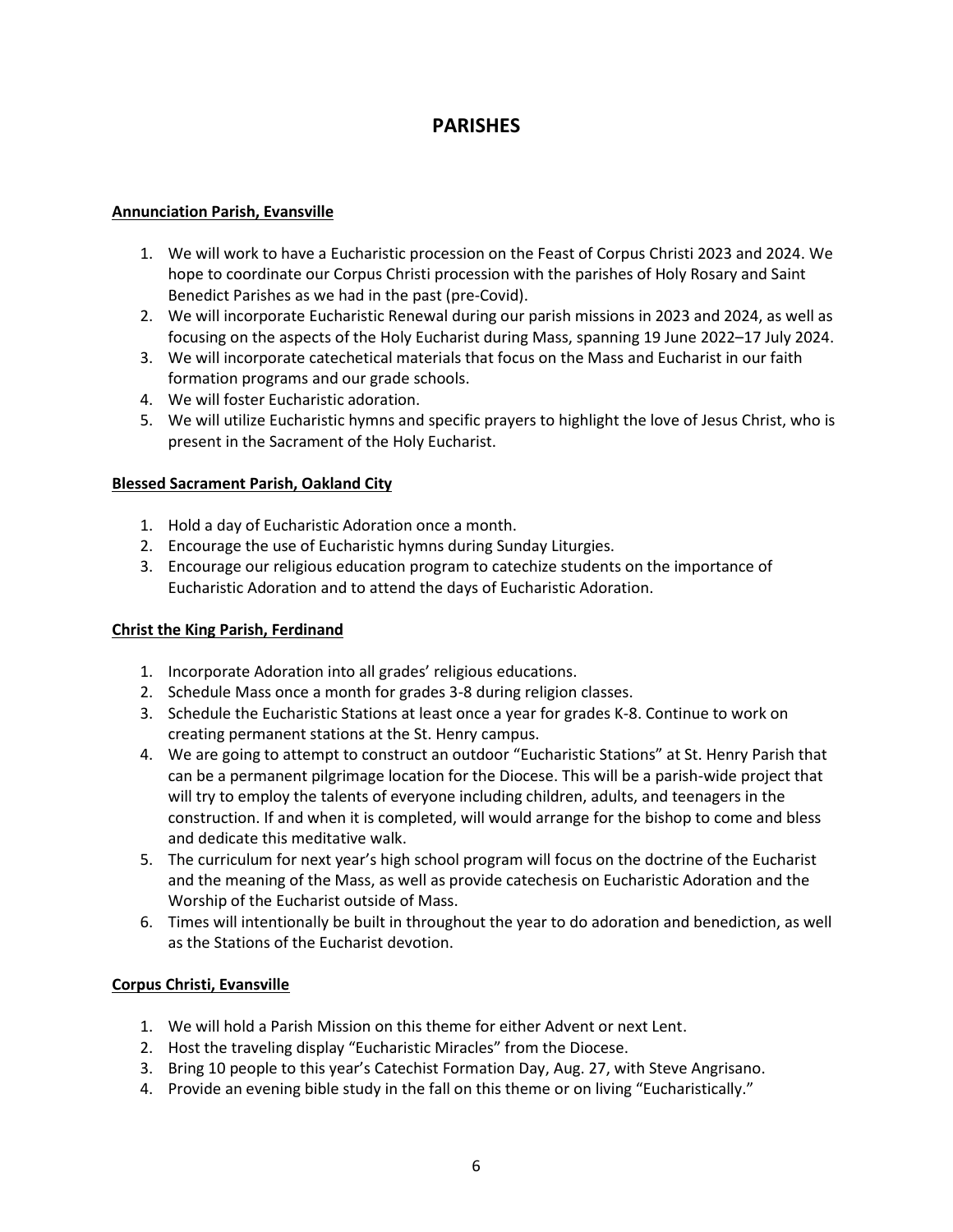# PARISHES

**Annunciation Parish, Evansville**

1. We will work to have a Eucharistic procession on the Feast of Corpus Christi 2023 and 2024. We hope to coordinate our Corpus Christi procession with the parishes of Holy Rosary and Saint Benedict Parishes as we had in the past (pre-Covid).
2. We will incorporate Eucharistic Renewal during our parish missions in 2023 and 2024, as well as focusing on the aspects of the Holy Eucharist during Mass, spanning 19 June 2022–17 July 2024.
3. We will incorporate catechetical materials that focus on the Mass and Eucharist in our faith formation programs and our grade schools.
4. We will foster Eucharistic adoration.
5. We will utilize Eucharistic hymns and specific prayers to highlight the love of Jesus Christ, who is present in the Sacrament of the Holy Eucharist.

**Blessed Sacrament Parish, Oakland City**

1. Hold a day of Eucharistic Adoration once a month.
2. Encourage the use of Eucharistic hymns during Sunday Liturgies.
3. Encourage our religious education program to catechize students on the importance of Eucharistic Adoration and to attend the days of Eucharistic Adoration.

**Christ the King Parish, Ferdinand**

1. Incorporate Adoration into all grades' religious educations.
2. Schedule Mass once a month for grades 3-8 during religion classes.
3. Schedule the Eucharistic Stations at least once a year for grades K-8. Continue to work on creating permanent stations at the St. Henry campus.
4. We are going to attempt to construct an outdoor "Eucharistic Stations" at St. Henry Parish that can be a permanent pilgrimage location for the Diocese. This will be a parish-wide project that will try to employ the talents of everyone including children, adults, and teenagers in the construction. If and when it is completed, will would arrange for the bishop to come and bless and dedicate this meditative walk.
5. The curriculum for next year's high school program will focus on the doctrine of the Eucharist and the meaning of the Mass, as well as provide catechesis on Eucharistic Adoration and the Worship of the Eucharist outside of Mass.
6. Times will intentionally be built in throughout the year to do adoration and benediction, as well as the Stations of the Eucharist devotion.

**Corpus Christi, Evansville**

1. We will hold a Parish Mission on this theme for either Advent or next Lent.
2. Host the traveling display "Eucharistic Miracles" from the Diocese.
3. Bring 10 people to this year's Catechist Formation Day, Aug. 27, with Steve Angrisano.
4. Provide an evening bible study in the fall on this theme or on living "Eucharistically."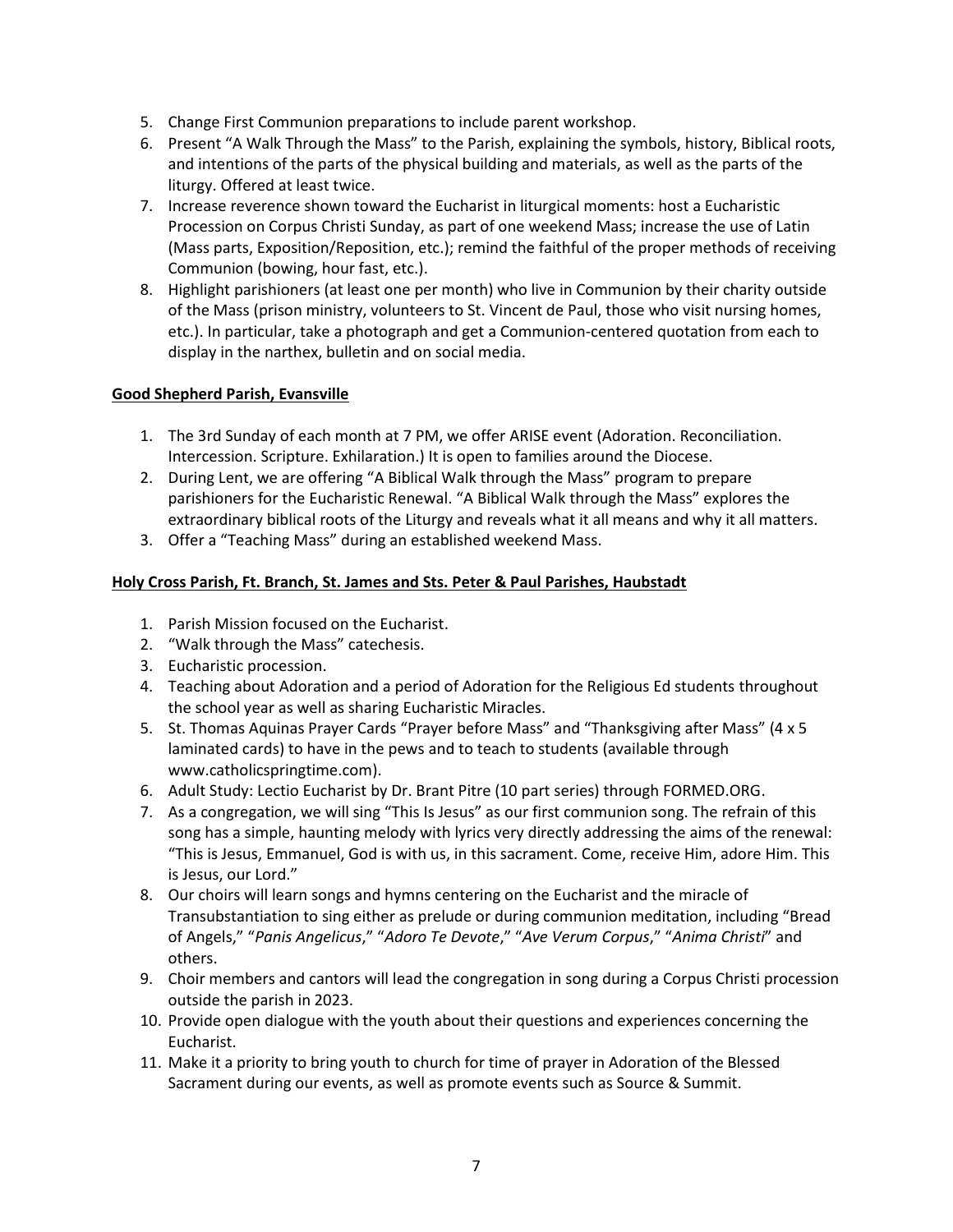5. Change First Communion preparations to include parent workshop.
6. Present "A Walk Through the Mass" to the Parish, explaining the symbols, history, Biblical roots, and intentions of the parts of the physical building and materials, as well as the parts of the liturgy. Offered at least twice.
7. Increase reverence shown toward the Eucharist in liturgical moments: host a Eucharistic Procession on Corpus Christi Sunday, as part of one weekend Mass; increase the use of Latin (Mass parts, Exposition/Reposition, etc.); remind the faithful of the proper methods of receiving Communion (bowing, hour fast, etc.).
8. Highlight parishioners (at least one per month) who live in Communion by their charity outside of the Mass (prison ministry, volunteers to St. Vincent de Paul, those who visit nursing homes, etc.). In particular, take a photograph and get a Communion-centered quotation from each to display in the narthex, bulletin and on social media.

**Good Shepherd Parish, Evansville**

1. The 3rd Sunday of each month at 7 PM, we offer ARISE event (Adoration. Reconciliation. Intercession. Scripture. Exhilaration.) It is open to families around the Diocese.
2. During Lent, we are offering "A Biblical Walk through the Mass" program to prepare parishioners for the Eucharistic Renewal. "A Biblical Walk through the Mass" explores the extraordinary biblical roots of the Liturgy and reveals what it all means and why it all matters.
3. Offer a "Teaching Mass" during an established weekend Mass.

**Holy Cross Parish, Ft. Branch, St. James and Sts. Peter & Paul Parishes, Haubstadt**

1. Parish Mission focused on the Eucharist.
2. "Walk through the Mass" catechesis.
3. Eucharistic procession.
4. Teaching about Adoration and a period of Adoration for the Religious Ed students throughout the school year as well as sharing Eucharistic Miracles.
5. St. Thomas Aquinas Prayer Cards "Prayer before Mass" and "Thanksgiving after Mass" (4 x 5 laminated cards) to have in the pews and to teach to students (available through www.catholicspringtime.com).
6. Adult Study: Lectio Eucharist by Dr. Brant Pitre (10 part series) through FORMED.ORG.
7. As a congregation, we will sing "This Is Jesus" as our first communion song. The refrain of this song has a simple, haunting melody with lyrics very directly addressing the aims of the renewal: "This is Jesus, Emmanuel, God is with us, in this sacrament. Come, receive Him, adore Him. This is Jesus, our Lord."
8. Our choirs will learn songs and hymns centering on the Eucharist and the miracle of Transubstantiation to sing either as prelude or during communion meditation, including "Bread of Angels," "*Panis Angelicus*," "*Adoro Te Devote*," "*Ave Verum Corpus*," "*Anima Christi*" and others.
9. Choir members and cantors will lead the congregation in song during a Corpus Christi procession outside the parish in 2023.
10. Provide open dialogue with the youth about their questions and experiences concerning the Eucharist.
11. Make it a priority to bring youth to church for time of prayer in Adoration of the Blessed Sacrament during our events, as well as promote events such as Source & Summit.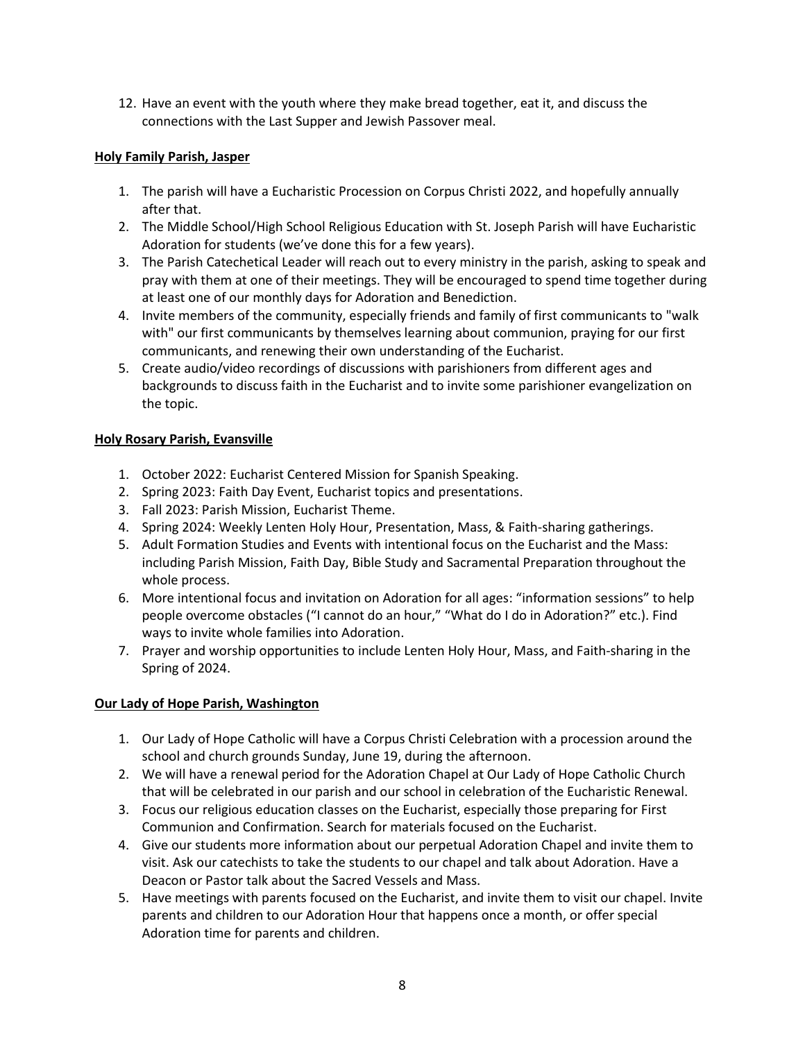12. Have an event with the youth where they make bread together, eat it, and discuss the connections with the Last Supper and Jewish Passover meal.

**Holy Family Parish, Jasper**

1. The parish will have a Eucharistic Procession on Corpus Christi 2022, and hopefully annually after that.
2. The Middle School/High School Religious Education with St. Joseph Parish will have Eucharistic Adoration for students (we've done this for a few years).
3. The Parish Catechetical Leader will reach out to every ministry in the parish, asking to speak and pray with them at one of their meetings. They will be encouraged to spend time together during at least one of our monthly days for Adoration and Benediction.
4. Invite members of the community, especially friends and family of first communicants to "walk with" our first communicants by themselves learning about communion, praying for our first communicants, and renewing their own understanding of the Eucharist.
5. Create audio/video recordings of discussions with parishioners from different ages and backgrounds to discuss faith in the Eucharist and to invite some parishioner evangelization on the topic.

**Holy Rosary Parish, Evansville**

1. October 2022: Eucharist Centered Mission for Spanish Speaking.
2. Spring 2023: Faith Day Event, Eucharist topics and presentations.
3. Fall 2023: Parish Mission, Eucharist Theme.
4. Spring 2024: Weekly Lenten Holy Hour, Presentation, Mass, & Faith-sharing gatherings.
5. Adult Formation Studies and Events with intentional focus on the Eucharist and the Mass: including Parish Mission, Faith Day, Bible Study and Sacramental Preparation throughout the whole process.
6. More intentional focus and invitation on Adoration for all ages: "information sessions" to help people overcome obstacles ("I cannot do an hour," "What do I do in Adoration?" etc.). Find ways to invite whole families into Adoration.
7. Prayer and worship opportunities to include Lenten Holy Hour, Mass, and Faith-sharing in the Spring of 2024.

**Our Lady of Hope Parish, Washington**

1. Our Lady of Hope Catholic will have a Corpus Christi Celebration with a procession around the school and church grounds Sunday, June 19, during the afternoon.
2. We will have a renewal period for the Adoration Chapel at Our Lady of Hope Catholic Church that will be celebrated in our parish and our school in celebration of the Eucharistic Renewal.
3. Focus our religious education classes on the Eucharist, especially those preparing for First Communion and Confirmation. Search for materials focused on the Eucharist.
4. Give our students more information about our perpetual Adoration Chapel and invite them to visit. Ask our catechists to take the students to our chapel and talk about Adoration. Have a Deacon or Pastor talk about the Sacred Vessels and Mass.
5. Have meetings with parents focused on the Eucharist, and invite them to visit our chapel. Invite parents and children to our Adoration Hour that happens once a month, or offer special Adoration time for parents and children.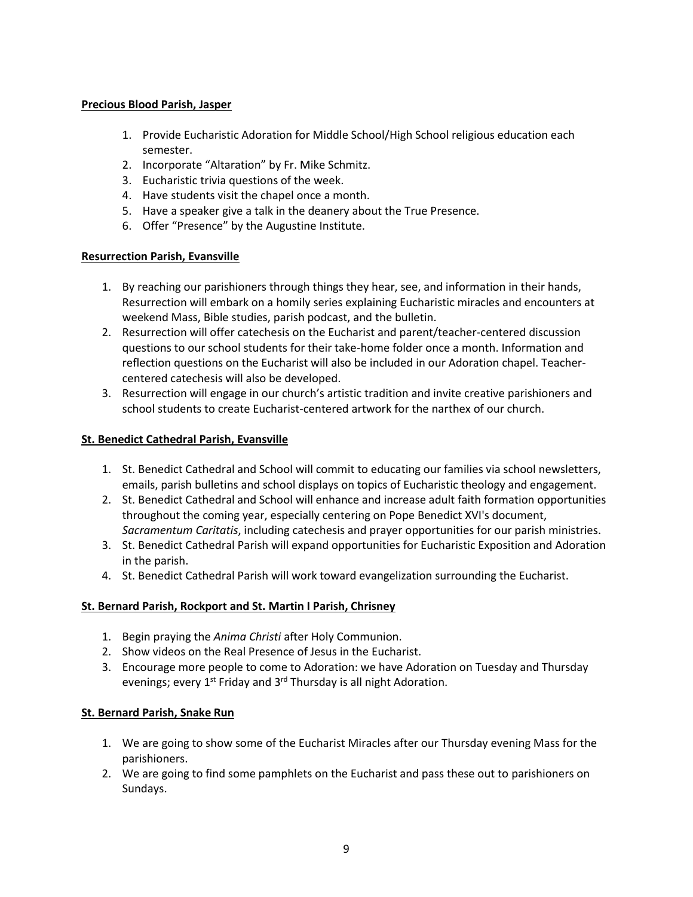**Precious Blood Parish, Jasper**

1. Provide Eucharistic Adoration for Middle School/High School religious education each semester.
2. Incorporate "Altaration" by Fr. Mike Schmitz.
3. Eucharistic trivia questions of the week.
4. Have students visit the chapel once a month.
5. Have a speaker give a talk in the deanery about the True Presence.
6. Offer "Presence" by the Augustine Institute.

**Resurrection Parish, Evansville**

1. By reaching our parishioners through things they hear, see, and information in their hands, Resurrection will embark on a homily series explaining Eucharistic miracles and encounters at weekend Mass, Bible studies, parish podcast, and the bulletin.
2. Resurrection will offer catechesis on the Eucharist and parent/teacher-centered discussion questions to our school students for their take-home folder once a month. Information and reflection questions on the Eucharist will also be included in our Adoration chapel. Teacher-centered catechesis will also be developed.
3. Resurrection will engage in our church's artistic tradition and invite creative parishioners and school students to create Eucharist-centered artwork for the narthex of our church.

**St. Benedict Cathedral Parish, Evansville**

1. St. Benedict Cathedral and School will commit to educating our families via school newsletters, emails, parish bulletins and school displays on topics of Eucharistic theology and engagement.
2. St. Benedict Cathedral and School will enhance and increase adult faith formation opportunities throughout the coming year, especially centering on Pope Benedict XVI's document, *Sacramentum Caritatis*, including catechesis and prayer opportunities for our parish ministries.
3. St. Benedict Cathedral Parish will expand opportunities for Eucharistic Exposition and Adoration in the parish.
4. St. Benedict Cathedral Parish will work toward evangelization surrounding the Eucharist.

**St. Bernard Parish, Rockport and St. Martin I Parish, Chrisney**

1. Begin praying the *Anima Christi* after Holy Communion.
2. Show videos on the Real Presence of Jesus in the Eucharist.
3. Encourage more people to come to Adoration: we have Adoration on Tuesday and Thursday evenings; every 1st Friday and 3rd Thursday is all night Adoration.

**St. Bernard Parish, Snake Run**

1. We are going to show some of the Eucharist Miracles after our Thursday evening Mass for the parishioners.
2. We are going to find some pamphlets on the Eucharist and pass these out to parishioners on Sundays.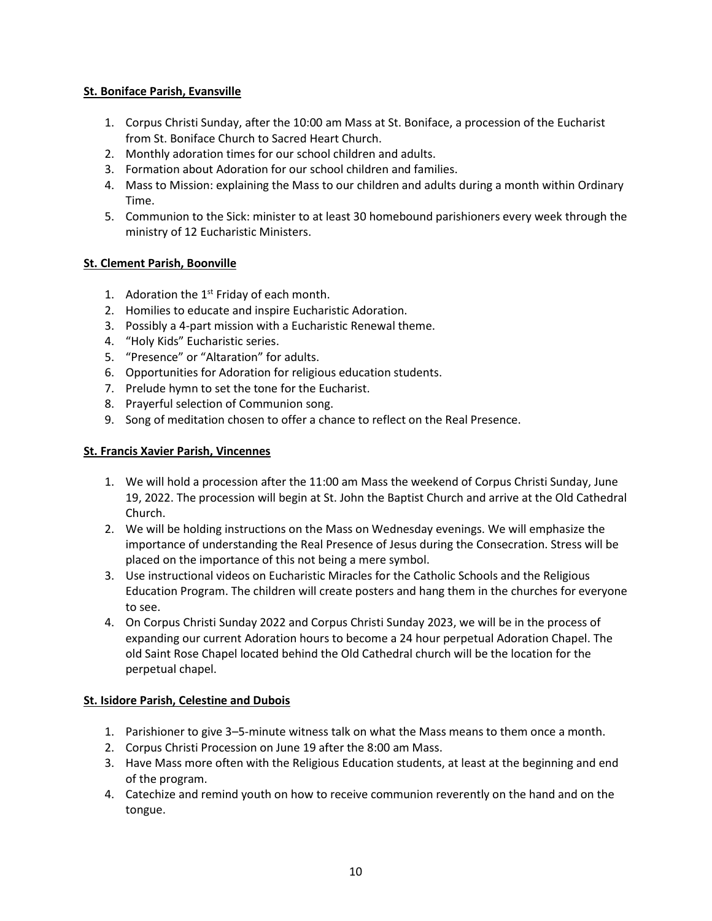**St. Boniface Parish, Evansville**

1. Corpus Christi Sunday, after the 10:00 am Mass at St. Boniface, a procession of the Eucharist from St. Boniface Church to Sacred Heart Church.
2. Monthly adoration times for our school children and adults.
3. Formation about Adoration for our school children and families.
4. Mass to Mission: explaining the Mass to our children and adults during a month within Ordinary Time.
5. Communion to the Sick: minister to at least 30 homebound parishioners every week through the ministry of 12 Eucharistic Ministers.

**St. Clement Parish, Boonville**

1. Adoration the 1st Friday of each month.
2. Homilies to educate and inspire Eucharistic Adoration.
3. Possibly a 4-part mission with a Eucharistic Renewal theme.
4. "Holy Kids" Eucharistic series.
5. "Presence" or "Altaration" for adults.
6. Opportunities for Adoration for religious education students.
7. Prelude hymn to set the tone for the Eucharist.
8. Prayerful selection of Communion song.
9. Song of meditation chosen to offer a chance to reflect on the Real Presence.

**St. Francis Xavier Parish, Vincennes**

1. We will hold a procession after the 11:00 am Mass the weekend of Corpus Christi Sunday, June 19, 2022. The procession will begin at St. John the Baptist Church and arrive at the Old Cathedral Church.
2. We will be holding instructions on the Mass on Wednesday evenings. We will emphasize the importance of understanding the Real Presence of Jesus during the Consecration. Stress will be placed on the importance of this not being a mere symbol.
3. Use instructional videos on Eucharistic Miracles for the Catholic Schools and the Religious Education Program. The children will create posters and hang them in the churches for everyone to see.
4. On Corpus Christi Sunday 2022 and Corpus Christi Sunday 2023, we will be in the process of expanding our current Adoration hours to become a 24 hour perpetual Adoration Chapel. The old Saint Rose Chapel located behind the Old Cathedral church will be the location for the perpetual chapel.

**St. Isidore Parish, Celestine and Dubois**

1. Parishioner to give 3–5-minute witness talk on what the Mass means to them once a month.
2. Corpus Christi Procession on June 19 after the 8:00 am Mass.
3. Have Mass more often with the Religious Education students, at least at the beginning and end of the program.
4. Catechize and remind youth on how to receive communion reverently on the hand and on the tongue.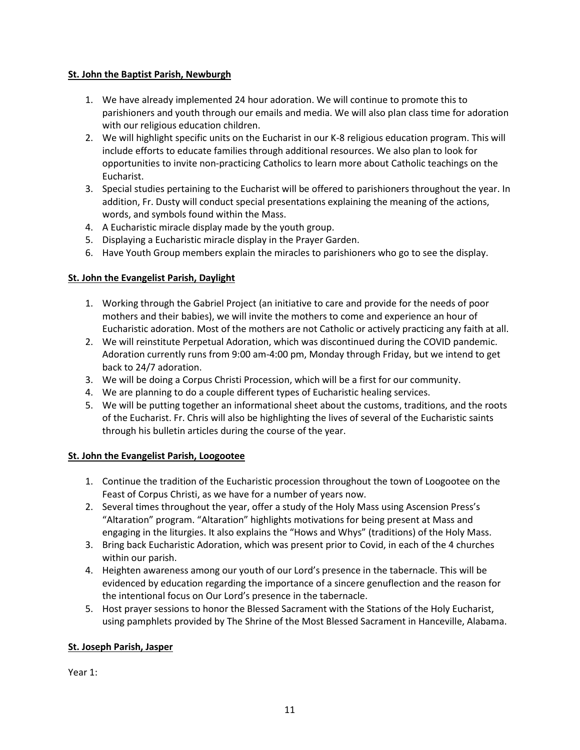**St. John the Baptist Parish, Newburgh**

1. We have already implemented 24 hour adoration. We will continue to promote this to parishioners and youth through our emails and media. We will also plan class time for adoration with our religious education children.
2. We will highlight specific units on the Eucharist in our K-8 religious education program. This will include efforts to educate families through additional resources. We also plan to look for opportunities to invite non-practicing Catholics to learn more about Catholic teachings on the Eucharist.
3. Special studies pertaining to the Eucharist will be offered to parishioners throughout the year. In addition, Fr. Dusty will conduct special presentations explaining the meaning of the actions, words, and symbols found within the Mass.
4. A Eucharistic miracle display made by the youth group.
5. Displaying a Eucharistic miracle display in the Prayer Garden.
6. Have Youth Group members explain the miracles to parishioners who go to see the display.

**St. John the Evangelist Parish, Daylight**

1. Working through the Gabriel Project (an initiative to care and provide for the needs of poor mothers and their babies), we will invite the mothers to come and experience an hour of Eucharistic adoration. Most of the mothers are not Catholic or actively practicing any faith at all.
2. We will reinstitute Perpetual Adoration, which was discontinued during the COVID pandemic. Adoration currently runs from 9:00 am-4:00 pm, Monday through Friday, but we intend to get back to 24/7 adoration.
3. We will be doing a Corpus Christi Procession, which will be a first for our community.
4. We are planning to do a couple different types of Eucharistic healing services.
5. We will be putting together an informational sheet about the customs, traditions, and the roots of the Eucharist. Fr. Chris will also be highlighting the lives of several of the Eucharistic saints through his bulletin articles during the course of the year.

**St. John the Evangelist Parish, Loogootee**

1. Continue the tradition of the Eucharistic procession throughout the town of Loogootee on the Feast of Corpus Christi, as we have for a number of years now.
2. Several times throughout the year, offer a study of the Holy Mass using Ascension Press's "Altaration" program. "Altaration" highlights motivations for being present at Mass and engaging in the liturgies. It also explains the "Hows and Whys" (traditions) of the Holy Mass.
3. Bring back Eucharistic Adoration, which was present prior to Covid, in each of the 4 churches within our parish.
4. Heighten awareness among our youth of our Lord's presence in the tabernacle. This will be evidenced by education regarding the importance of a sincere genuflection and the reason for the intentional focus on Our Lord's presence in the tabernacle.
5. Host prayer sessions to honor the Blessed Sacrament with the Stations of the Holy Eucharist, using pamphlets provided by The Shrine of the Most Blessed Sacrament in Hanceville, Alabama.

**St. Joseph Parish, Jasper**

Year 1: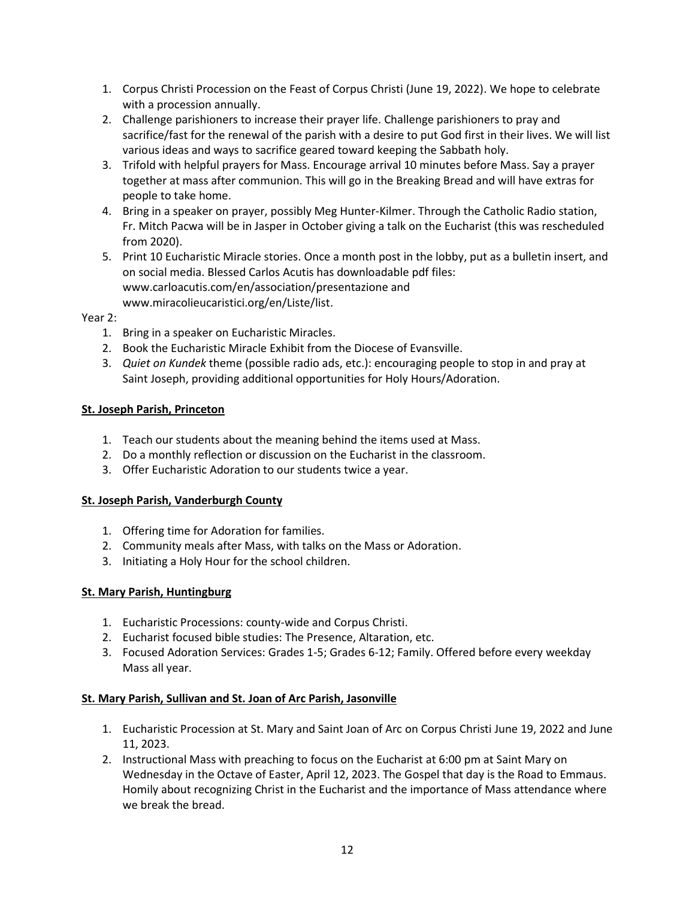1. Corpus Christi Procession on the Feast of Corpus Christi (June 19, 2022). We hope to celebrate with a procession annually.
2. Challenge parishioners to increase their prayer life. Challenge parishioners to pray and sacrifice/fast for the renewal of the parish with a desire to put God first in their lives. We will list various ideas and ways to sacrifice geared toward keeping the Sabbath holy.
3. Trifold with helpful prayers for Mass. Encourage arrival 10 minutes before Mass. Say a prayer together at mass after communion. This will go in the Breaking Bread and will have extras for people to take home.
4. Bring in a speaker on prayer, possibly Meg Hunter-Kilmer. Through the Catholic Radio station, Fr. Mitch Pacwa will be in Jasper in October giving a talk on the Eucharist (this was rescheduled from 2020).
5. Print 10 Eucharistic Miracle stories. Once a month post in the lobby, put as a bulletin insert, and on social media. Blessed Carlos Acutis has downloadable pdf files: www.carloacutis.com/en/association/presentazione and www.miracolieucaristici.org/en/Liste/list.

Year 2:

1. Bring in a speaker on Eucharistic Miracles.
2. Book the Eucharistic Miracle Exhibit from the Diocese of Evansville.
3. *Quiet on Kundek* theme (possible radio ads, etc.): encouraging people to stop in and pray at Saint Joseph, providing additional opportunities for Holy Hours/Adoration.

**St. Joseph Parish, Princeton**

1. Teach our students about the meaning behind the items used at Mass.
2. Do a monthly reflection or discussion on the Eucharist in the classroom.
3. Offer Eucharistic Adoration to our students twice a year.

**St. Joseph Parish, Vanderburgh County**

1. Offering time for Adoration for families.
2. Community meals after Mass, with talks on the Mass or Adoration.
3. Initiating a Holy Hour for the school children.

**St. Mary Parish, Huntingburg**

1. Eucharistic Processions: county-wide and Corpus Christi.
2. Eucharist focused bible studies: The Presence, Altaration, etc.
3. Focused Adoration Services: Grades 1-5; Grades 6-12; Family. Offered before every weekday Mass all year.

**St. Mary Parish, Sullivan and St. Joan of Arc Parish, Jasonville**

1. Eucharistic Procession at St. Mary and Saint Joan of Arc on Corpus Christi June 19, 2022 and June 11, 2023.
2. Instructional Mass with preaching to focus on the Eucharist at 6:00 pm at Saint Mary on Wednesday in the Octave of Easter, April 12, 2023. The Gospel that day is the Road to Emmaus. Homily about recognizing Christ in the Eucharist and the importance of Mass attendance where we break the bread.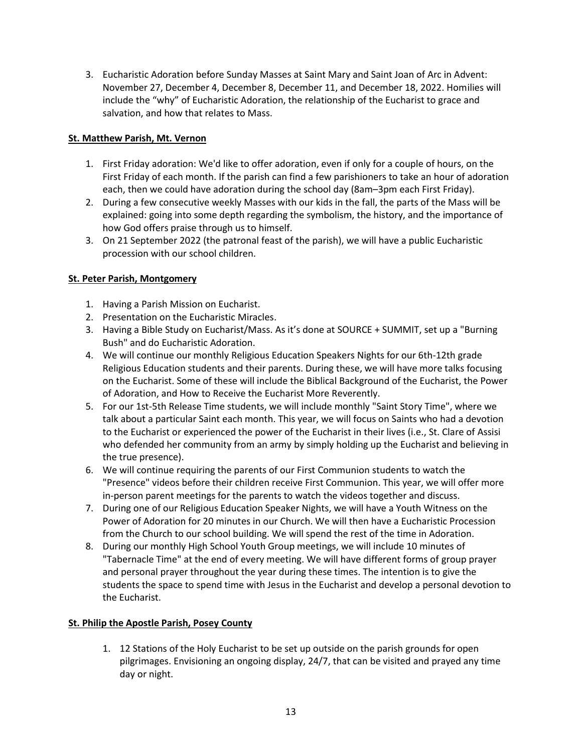3. Eucharistic Adoration before Sunday Masses at Saint Mary and Saint Joan of Arc in Advent: November 27, December 4, December 8, December 11, and December 18, 2022. Homilies will include the "why" of Eucharistic Adoration, the relationship of the Eucharist to grace and salvation, and how that relates to Mass.

**St. Matthew Parish, Mt. Vernon**

1. First Friday adoration: We'd like to offer adoration, even if only for a couple of hours, on the First Friday of each month. If the parish can find a few parishioners to take an hour of adoration each, then we could have adoration during the school day (8am–3pm each First Friday).
2. During a few consecutive weekly Masses with our kids in the fall, the parts of the Mass will be explained: going into some depth regarding the symbolism, the history, and the importance of how God offers praise through us to himself.
3. On 21 September 2022 (the patronal feast of the parish), we will have a public Eucharistic procession with our school children.

**St. Peter Parish, Montgomery**

1. Having a Parish Mission on Eucharist.
2. Presentation on the Eucharistic Miracles.
3. Having a Bible Study on Eucharist/Mass. As it's done at SOURCE + SUMMIT, set up a "Burning Bush" and do Eucharistic Adoration.
4. We will continue our monthly Religious Education Speakers Nights for our 6th-12th grade Religious Education students and their parents. During these, we will have more talks focusing on the Eucharist. Some of these will include the Biblical Background of the Eucharist, the Power of Adoration, and How to Receive the Eucharist More Reverently.
5. For our 1st-5th Release Time students, we will include monthly "Saint Story Time", where we talk about a particular Saint each month. This year, we will focus on Saints who had a devotion to the Eucharist or experienced the power of the Eucharist in their lives (i.e., St. Clare of Assisi who defended her community from an army by simply holding up the Eucharist and believing in the true presence).
6. We will continue requiring the parents of our First Communion students to watch the "Presence" videos before their children receive First Communion. This year, we will offer more in-person parent meetings for the parents to watch the videos together and discuss.
7. During one of our Religious Education Speaker Nights, we will have a Youth Witness on the Power of Adoration for 20 minutes in our Church. We will then have a Eucharistic Procession from the Church to our school building. We will spend the rest of the time in Adoration.
8. During our monthly High School Youth Group meetings, we will include 10 minutes of "Tabernacle Time" at the end of every meeting. We will have different forms of group prayer and personal prayer throughout the year during these times. The intention is to give the students the space to spend time with Jesus in the Eucharist and develop a personal devotion to the Eucharist.

**St. Philip the Apostle Parish, Posey County**

1. 12 Stations of the Holy Eucharist to be set up outside on the parish grounds for open pilgrimages. Envisioning an ongoing display, 24/7, that can be visited and prayed any time day or night.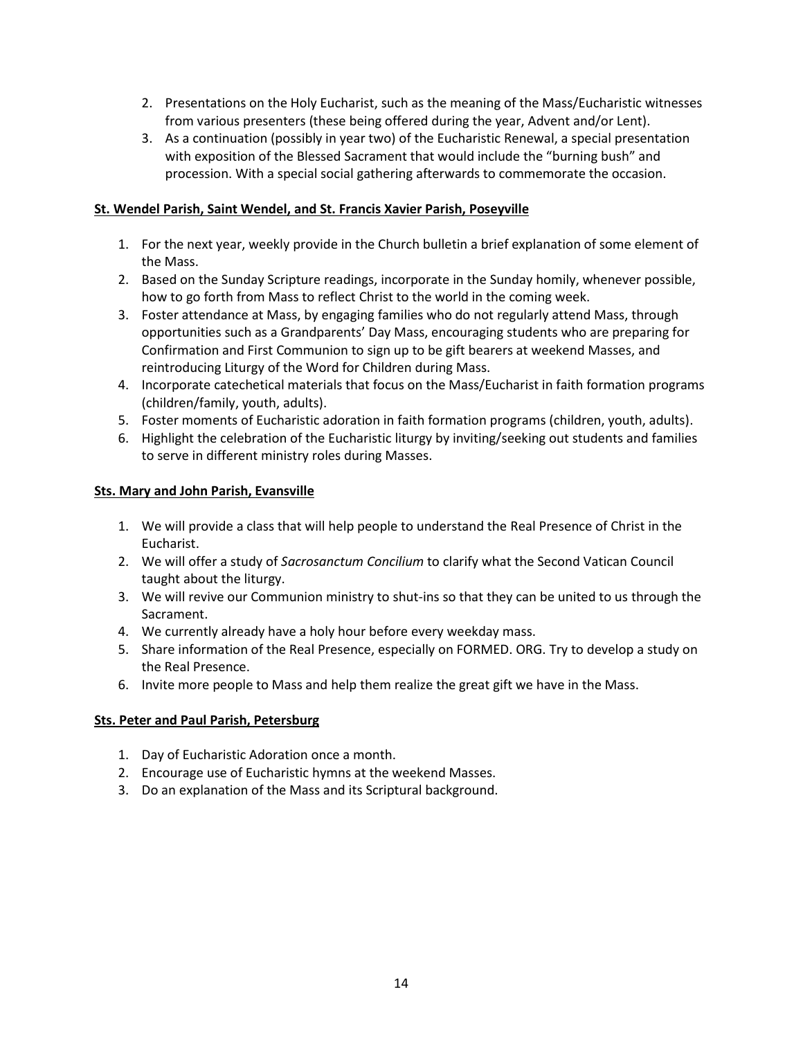2. Presentations on the Holy Eucharist, such as the meaning of the Mass/Eucharistic witnesses from various presenters (these being offered during the year, Advent and/or Lent).
3. As a continuation (possibly in year two) of the Eucharistic Renewal, a special presentation with exposition of the Blessed Sacrament that would include the "burning bush" and procession. With a special social gathering afterwards to commemorate the occasion.

**St. Wendel Parish, Saint Wendel, and St. Francis Xavier Parish, Poseyville**

1. For the next year, weekly provide in the Church bulletin a brief explanation of some element of the Mass.
2. Based on the Sunday Scripture readings, incorporate in the Sunday homily, whenever possible, how to go forth from Mass to reflect Christ to the world in the coming week.
3. Foster attendance at Mass, by engaging families who do not regularly attend Mass, through opportunities such as a Grandparents' Day Mass, encouraging students who are preparing for Confirmation and First Communion to sign up to be gift bearers at weekend Masses, and reintroducing Liturgy of the Word for Children during Mass.
4. Incorporate catechetical materials that focus on the Mass/Eucharist in faith formation programs (children/family, youth, adults).
5. Foster moments of Eucharistic adoration in faith formation programs (children, youth, adults).
6. Highlight the celebration of the Eucharistic liturgy by inviting/seeking out students and families to serve in different ministry roles during Masses.

**Sts. Mary and John Parish, Evansville**

1. We will provide a class that will help people to understand the Real Presence of Christ in the Eucharist.
2. We will offer a study of *Sacrosanctum Concilium* to clarify what the Second Vatican Council taught about the liturgy.
3. We will revive our Communion ministry to shut-ins so that they can be united to us through the Sacrament.
4. We currently already have a holy hour before every weekday mass.
5. Share information of the Real Presence, especially on FORMED. ORG. Try to develop a study on the Real Presence.
6. Invite more people to Mass and help them realize the great gift we have in the Mass.

**Sts. Peter and Paul Parish, Petersburg**

1. Day of Eucharistic Adoration once a month.
2. Encourage use of Eucharistic hymns at the weekend Masses.
3. Do an explanation of the Mass and its Scriptural background.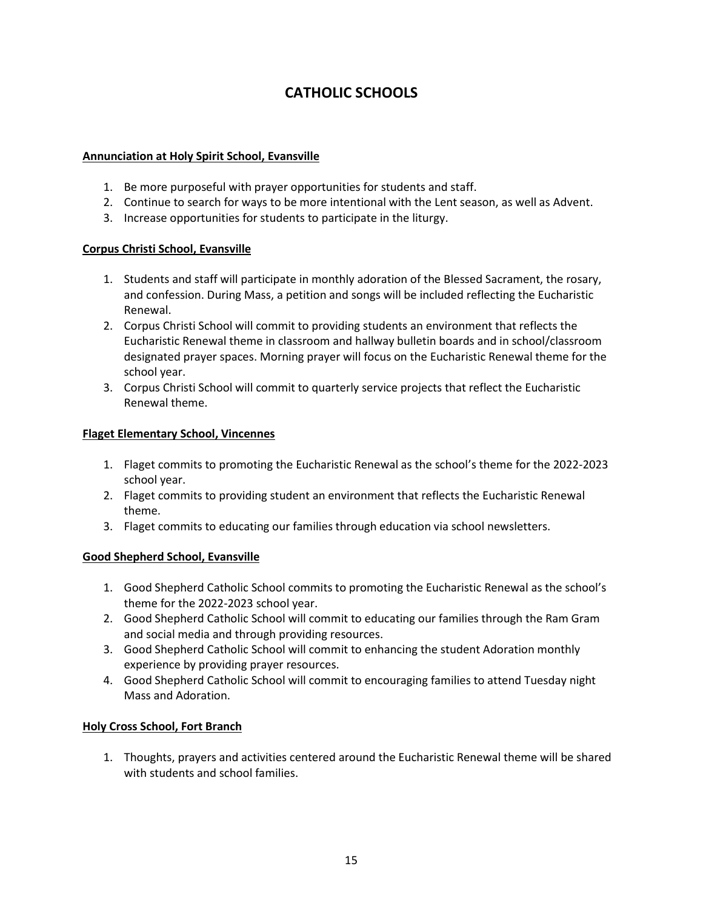# CATHOLIC SCHOOLS

**Annunciation at Holy Spirit School, Evansville**

1. Be more purposeful with prayer opportunities for students and staff.
2. Continue to search for ways to be more intentional with the Lent season, as well as Advent.
3. Increase opportunities for students to participate in the liturgy.

**Corpus Christi School, Evansville**

1. Students and staff will participate in monthly adoration of the Blessed Sacrament, the rosary, and confession. During Mass, a petition and songs will be included reflecting the Eucharistic Renewal.
2. Corpus Christi School will commit to providing students an environment that reflects the Eucharistic Renewal theme in classroom and hallway bulletin boards and in school/classroom designated prayer spaces. Morning prayer will focus on the Eucharistic Renewal theme for the school year.
3. Corpus Christi School will commit to quarterly service projects that reflect the Eucharistic Renewal theme.

**Flaget Elementary School, Vincennes**

1. Flaget commits to promoting the Eucharistic Renewal as the school's theme for the 2022-2023 school year.
2. Flaget commits to providing student an environment that reflects the Eucharistic Renewal theme.
3. Flaget commits to educating our families through education via school newsletters.

**Good Shepherd School, Evansville**

1. Good Shepherd Catholic School commits to promoting the Eucharistic Renewal as the school's theme for the 2022-2023 school year.
2. Good Shepherd Catholic School will commit to educating our families through the Ram Gram and social media and through providing resources.
3. Good Shepherd Catholic School will commit to enhancing the student Adoration monthly experience by providing prayer resources.
4. Good Shepherd Catholic School will commit to encouraging families to attend Tuesday night Mass and Adoration.

**Holy Cross School, Fort Branch**

1. Thoughts, prayers and activities centered around the Eucharistic Renewal theme will be shared with students and school families.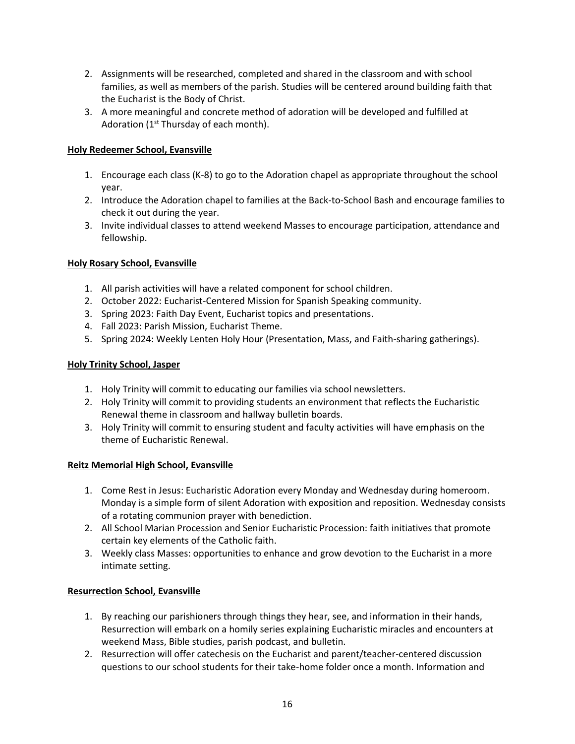2. Assignments will be researched, completed and shared in the classroom and with school families, as well as members of the parish. Studies will be centered around building faith that the Eucharist is the Body of Christ.
3. A more meaningful and concrete method of adoration will be developed and fulfilled at Adoration (1st Thursday of each month).

**Holy Redeemer School, Evansville**

1. Encourage each class (K-8) to go to the Adoration chapel as appropriate throughout the school year.
2. Introduce the Adoration chapel to families at the Back-to-School Bash and encourage families to check it out during the year.
3. Invite individual classes to attend weekend Masses to encourage participation, attendance and fellowship.

**Holy Rosary School, Evansville**

1. All parish activities will have a related component for school children.
2. October 2022: Eucharist-Centered Mission for Spanish Speaking community.
3. Spring 2023: Faith Day Event, Eucharist topics and presentations.
4. Fall 2023: Parish Mission, Eucharist Theme.
5. Spring 2024: Weekly Lenten Holy Hour (Presentation, Mass, and Faith-sharing gatherings).

**Holy Trinity School, Jasper**

1. Holy Trinity will commit to educating our families via school newsletters.
2. Holy Trinity will commit to providing students an environment that reflects the Eucharistic Renewal theme in classroom and hallway bulletin boards.
3. Holy Trinity will commit to ensuring student and faculty activities will have emphasis on the theme of Eucharistic Renewal.

**Reitz Memorial High School, Evansville**

1. Come Rest in Jesus: Eucharistic Adoration every Monday and Wednesday during homeroom. Monday is a simple form of silent Adoration with exposition and reposition. Wednesday consists of a rotating communion prayer with benediction.
2. All School Marian Procession and Senior Eucharistic Procession: faith initiatives that promote certain key elements of the Catholic faith.
3. Weekly class Masses: opportunities to enhance and grow devotion to the Eucharist in a more intimate setting.

**Resurrection School, Evansville**

1. By reaching our parishioners through things they hear, see, and information in their hands, Resurrection will embark on a homily series explaining Eucharistic miracles and encounters at weekend Mass, Bible studies, parish podcast, and bulletin.
2. Resurrection will offer catechesis on the Eucharist and parent/teacher-centered discussion questions to our school students for their take-home folder once a month. Information and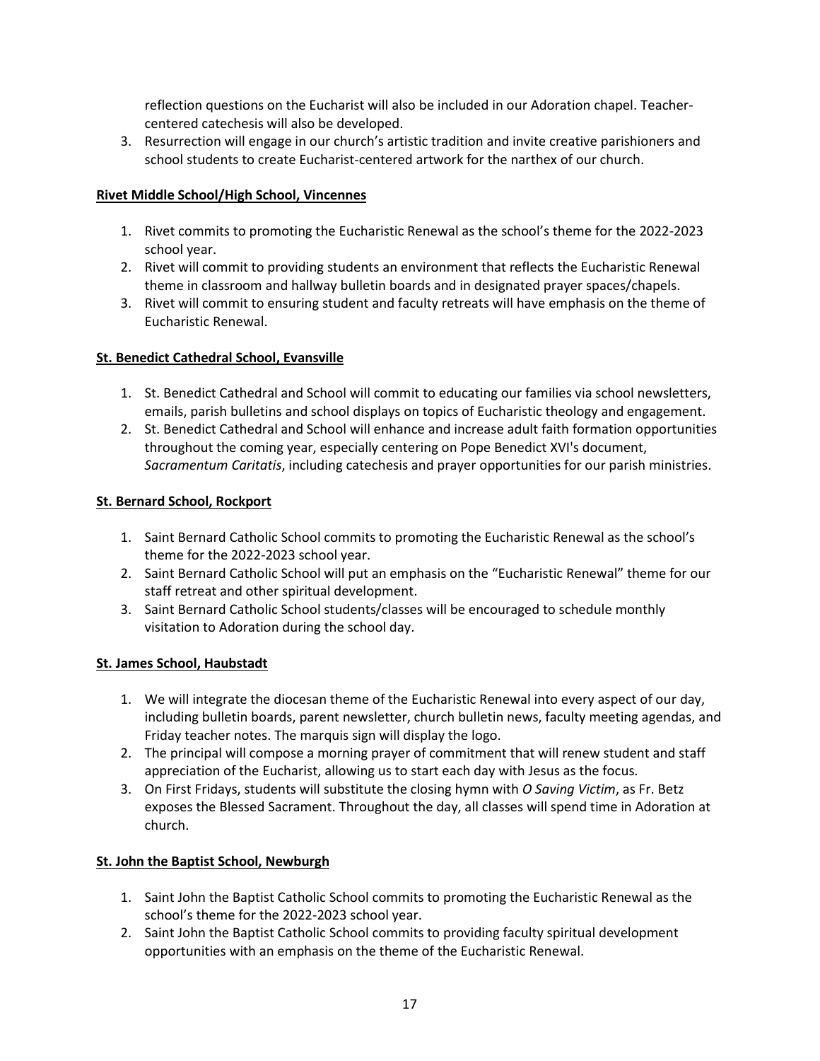reflection questions on the Eucharist will also be included in our Adoration chapel. Teacher-centered catechesis will also be developed.

3. Resurrection will engage in our church's artistic tradition and invite creative parishioners and school students to create Eucharist-centered artwork for the narthex of our church.

**Rivet Middle School/High School, Vincennes**

1. Rivet commits to promoting the Eucharistic Renewal as the school's theme for the 2022-2023 school year.
2. Rivet will commit to providing students an environment that reflects the Eucharistic Renewal theme in classroom and hallway bulletin boards and in designated prayer spaces/chapels.
3. Rivet will commit to ensuring student and faculty retreats will have emphasis on the theme of Eucharistic Renewal.

**St. Benedict Cathedral School, Evansville**

1. St. Benedict Cathedral and School will commit to educating our families via school newsletters, emails, parish bulletins and school displays on topics of Eucharistic theology and engagement.
2. St. Benedict Cathedral and School will enhance and increase adult faith formation opportunities throughout the coming year, especially centering on Pope Benedict XVI's document, *Sacramentum Caritatis*, including catechesis and prayer opportunities for our parish ministries.

**St. Bernard School, Rockport**

1. Saint Bernard Catholic School commits to promoting the Eucharistic Renewal as the school's theme for the 2022-2023 school year.
2. Saint Bernard Catholic School will put an emphasis on the "Eucharistic Renewal" theme for our staff retreat and other spiritual development.
3. Saint Bernard Catholic School students/classes will be encouraged to schedule monthly visitation to Adoration during the school day.

**St. James School, Haubstadt**

1. We will integrate the diocesan theme of the Eucharistic Renewal into every aspect of our day, including bulletin boards, parent newsletter, church bulletin news, faculty meeting agendas, and Friday teacher notes. The marquis sign will display the logo.
2. The principal will compose a morning prayer of commitment that will renew student and staff appreciation of the Eucharist, allowing us to start each day with Jesus as the focus.
3. On First Fridays, students will substitute the closing hymn with *O Saving Victim*, as Fr. Betz exposes the Blessed Sacrament. Throughout the day, all classes will spend time in Adoration at church.

**St. John the Baptist School, Newburgh**

1. Saint John the Baptist Catholic School commits to promoting the Eucharistic Renewal as the school's theme for the 2022-2023 school year.
2. Saint John the Baptist Catholic School commits to providing faculty spiritual development opportunities with an emphasis on the theme of the Eucharistic Renewal.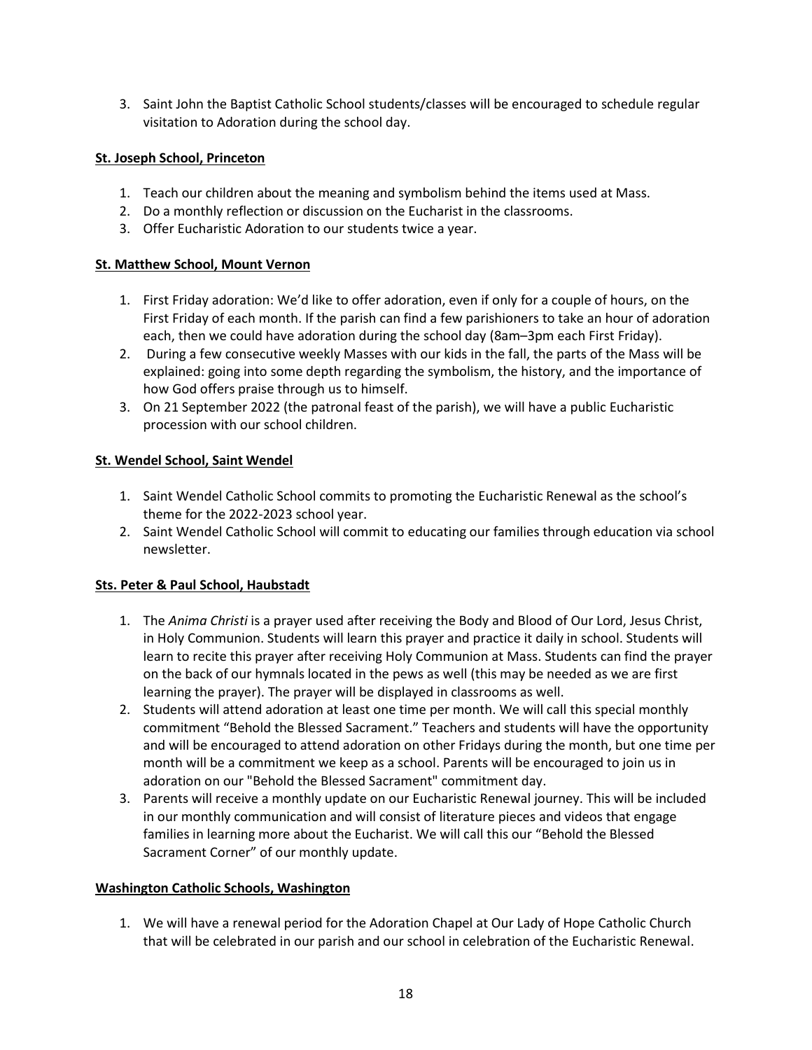3. Saint John the Baptist Catholic School students/classes will be encouraged to schedule regular visitation to Adoration during the school day.

**St. Joseph School, Princeton**

1. Teach our children about the meaning and symbolism behind the items used at Mass.
2. Do a monthly reflection or discussion on the Eucharist in the classrooms.
3. Offer Eucharistic Adoration to our students twice a year.

**St. Matthew School, Mount Vernon**

1. First Friday adoration: We'd like to offer adoration, even if only for a couple of hours, on the First Friday of each month. If the parish can find a few parishioners to take an hour of adoration each, then we could have adoration during the school day (8am–3pm each First Friday).
2. During a few consecutive weekly Masses with our kids in the fall, the parts of the Mass will be explained: going into some depth regarding the symbolism, the history, and the importance of how God offers praise through us to himself.
3. On 21 September 2022 (the patronal feast of the parish), we will have a public Eucharistic procession with our school children.

**St. Wendel School, Saint Wendel**

1. Saint Wendel Catholic School commits to promoting the Eucharistic Renewal as the school's theme for the 2022-2023 school year.
2. Saint Wendel Catholic School will commit to educating our families through education via school newsletter.

**Sts. Peter & Paul School, Haubstadt**

1. The *Anima Christi* is a prayer used after receiving the Body and Blood of Our Lord, Jesus Christ, in Holy Communion. Students will learn this prayer and practice it daily in school. Students will learn to recite this prayer after receiving Holy Communion at Mass. Students can find the prayer on the back of our hymnals located in the pews as well (this may be needed as we are first learning the prayer). The prayer will be displayed in classrooms as well.
2. Students will attend adoration at least one time per month. We will call this special monthly commitment "Behold the Blessed Sacrament." Teachers and students will have the opportunity and will be encouraged to attend adoration on other Fridays during the month, but one time per month will be a commitment we keep as a school. Parents will be encouraged to join us in adoration on our "Behold the Blessed Sacrament" commitment day.
3. Parents will receive a monthly update on our Eucharistic Renewal journey. This will be included in our monthly communication and will consist of literature pieces and videos that engage families in learning more about the Eucharist. We will call this our "Behold the Blessed Sacrament Corner" of our monthly update.

**Washington Catholic Schools, Washington**

1. We will have a renewal period for the Adoration Chapel at Our Lady of Hope Catholic Church that will be celebrated in our parish and our school in celebration of the Eucharistic Renewal.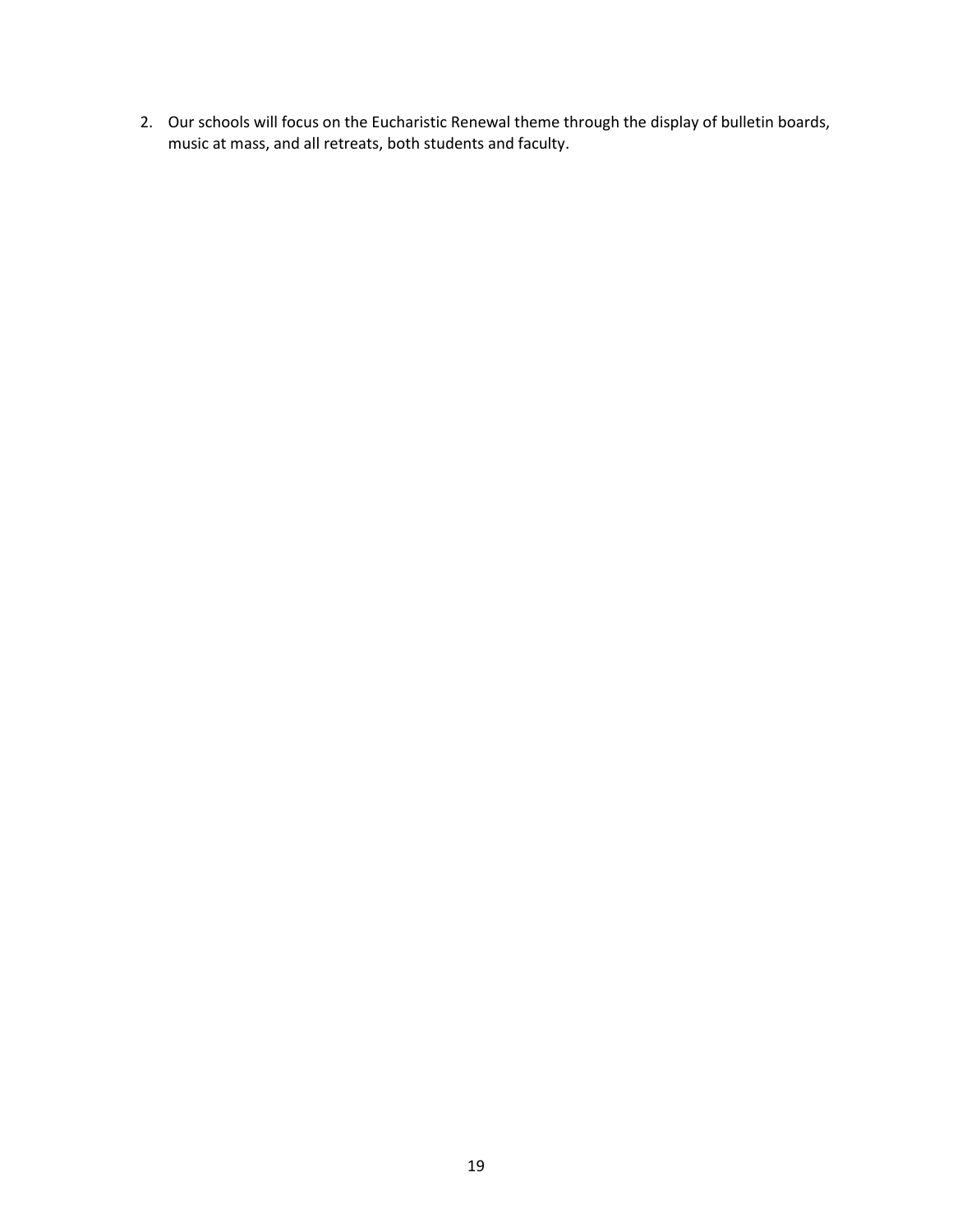2. Our schools will focus on the Eucharistic Renewal theme through the display of bulletin boards, music at mass, and all retreats, both students and faculty.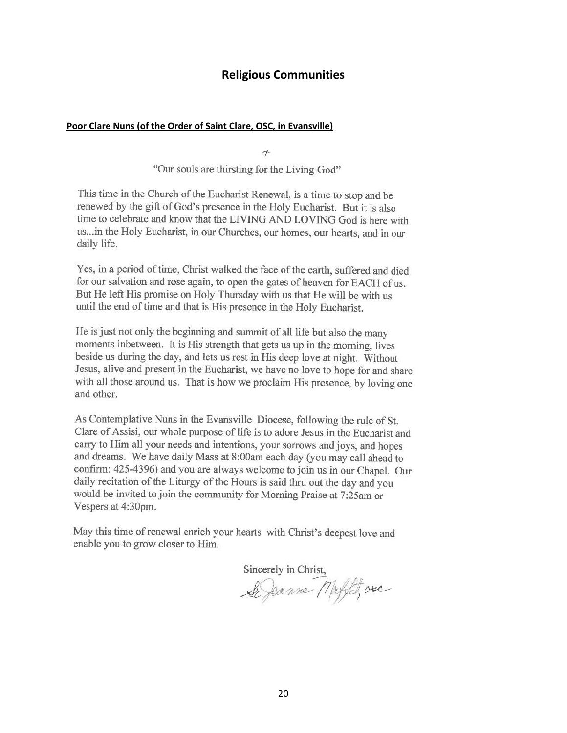## Religious Communities

**Poor Clare Nuns (of the Order of Saint Clare, OSC, in Evansville)**

+

"Our souls are thirsting for the Living God"

This time in the Church of the Eucharist Renewal, is a time to stop and be renewed by the gift of God's presence in the Holy Eucharist. But it is also time to celebrate and know that the LIVING AND LOVING God is here with us...in the Holy Eucharist, in our Churches, our homes, our hearts, and in our daily life.

Yes, in a period of time, Christ walked the face of the earth, suffered and died for our salvation and rose again, to open the gates of heaven for EACH of us. But He left His promise on Holy Thursday with us that He will be with us until the end of time and that is His presence in the Holy Eucharist.

He is just not only the beginning and summit of all life but also the many moments inbetween. It is His strength that gets us up in the morning, lives beside us during the day, and lets us rest in His deep love at night. Without Jesus, alive and present in the Eucharist, we have no love to hope for and share with all those around us. That is how we proclaim His presence, by loving one and other.

As Contemplative Nuns in the Evansville Diocese, following the rule of St. Clare of Assisi, our whole purpose of life is to adore Jesus in the Eucharist and carry to Him all your needs and intentions, your sorrows and joys, and hopes and dreams. We have daily Mass at 8:00am each day (you may call ahead to confirm: 425-4396) and you are always welcome to join us in our Chapel. Our daily recitation of the Liturgy of the Hours is said thru out the day and you would be invited to join the community for Morning Praise at 7:25am or Vespers at 4:30pm.

May this time of renewal enrich your hearts with Christ's deepest love and enable you to grow closer to Him.

Sincerely in Christ,

Sr. Jeanne Moffett, osc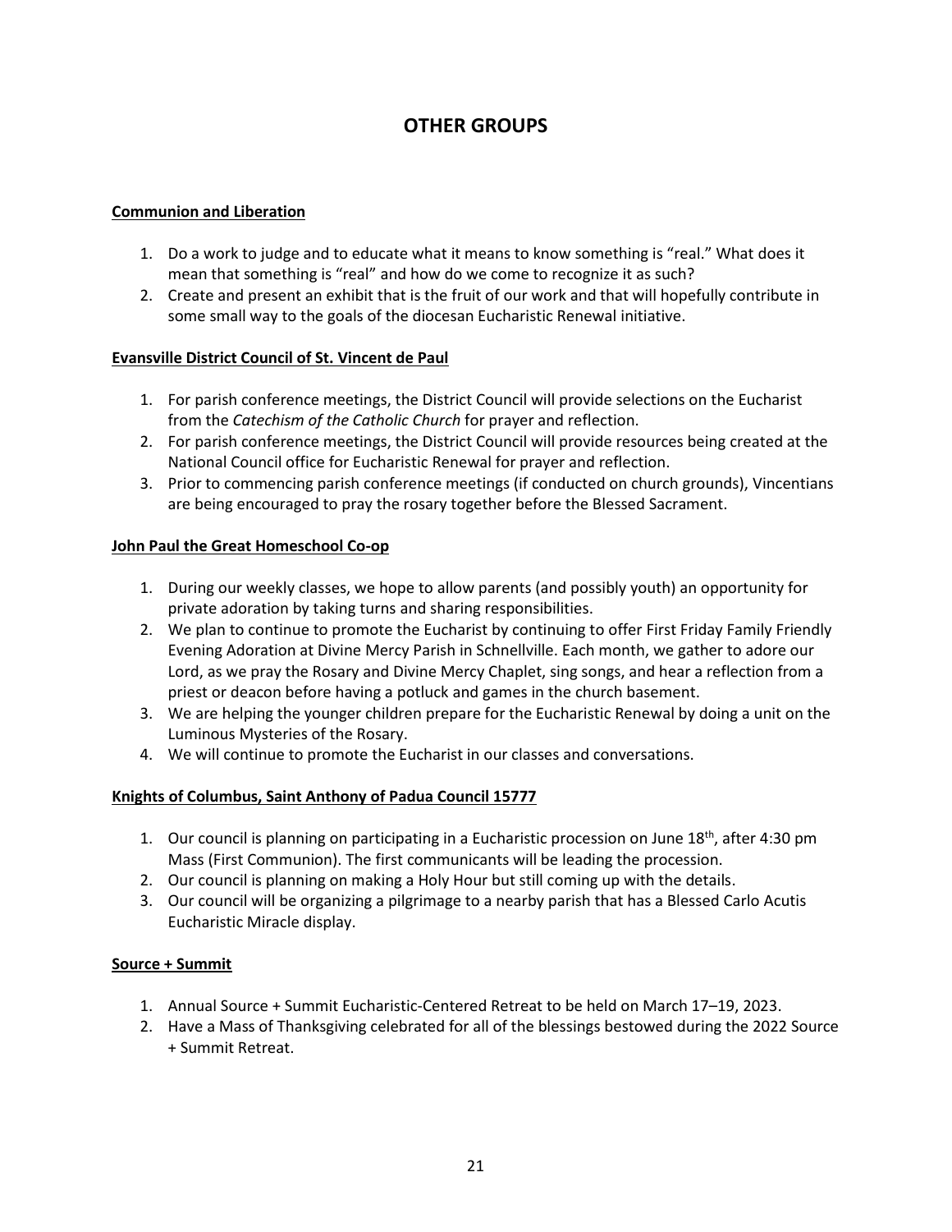# OTHER GROUPS

**Communion and Liberation**

1. Do a work to judge and to educate what it means to know something is "real." What does it mean that something is "real" and how do we come to recognize it as such?
2. Create and present an exhibit that is the fruit of our work and that will hopefully contribute in some small way to the goals of the diocesan Eucharistic Renewal initiative.

**Evansville District Council of St. Vincent de Paul**

1. For parish conference meetings, the District Council will provide selections on the Eucharist from the *Catechism of the Catholic Church* for prayer and reflection.
2. For parish conference meetings, the District Council will provide resources being created at the National Council office for Eucharistic Renewal for prayer and reflection.
3. Prior to commencing parish conference meetings (if conducted on church grounds), Vincentians are being encouraged to pray the rosary together before the Blessed Sacrament.

**John Paul the Great Homeschool Co-op**

1. During our weekly classes, we hope to allow parents (and possibly youth) an opportunity for private adoration by taking turns and sharing responsibilities.
2. We plan to continue to promote the Eucharist by continuing to offer First Friday Family Friendly Evening Adoration at Divine Mercy Parish in Schnellville. Each month, we gather to adore our Lord, as we pray the Rosary and Divine Mercy Chaplet, sing songs, and hear a reflection from a priest or deacon before having a potluck and games in the church basement.
3. We are helping the younger children prepare for the Eucharistic Renewal by doing a unit on the Luminous Mysteries of the Rosary.
4. We will continue to promote the Eucharist in our classes and conversations.

**Knights of Columbus, Saint Anthony of Padua Council 15777**

1. Our council is planning on participating in a Eucharistic procession on June 18th, after 4:30 pm Mass (First Communion). The first communicants will be leading the procession.
2. Our council is planning on making a Holy Hour but still coming up with the details.
3. Our council will be organizing a pilgrimage to a nearby parish that has a Blessed Carlo Acutis Eucharistic Miracle display.

**Source + Summit**

1. Annual Source + Summit Eucharistic-Centered Retreat to be held on March 17–19, 2023.
2. Have a Mass of Thanksgiving celebrated for all of the blessings bestowed during the 2022 Source + Summit Retreat.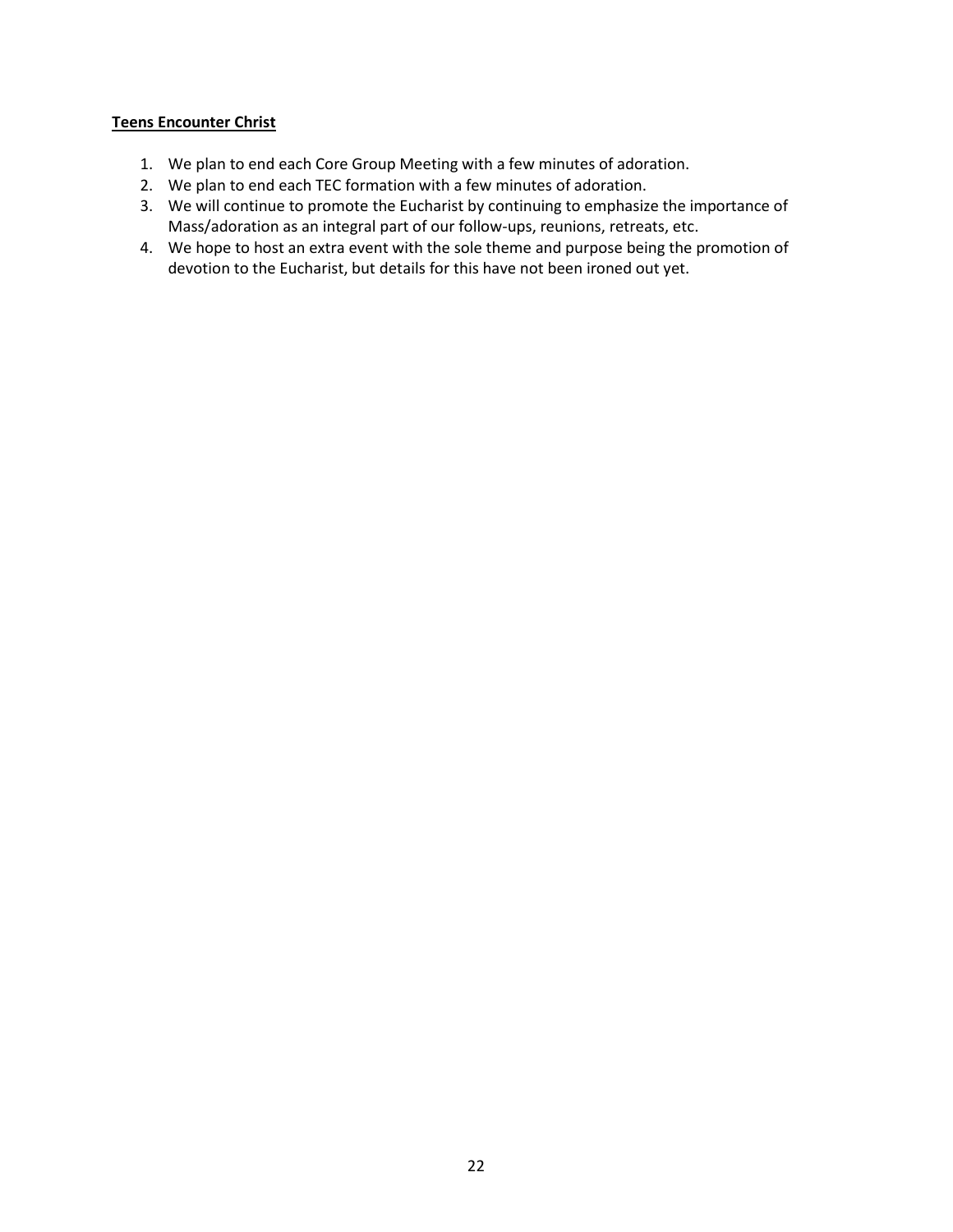**Teens Encounter Christ**

1. We plan to end each Core Group Meeting with a few minutes of adoration.
2. We plan to end each TEC formation with a few minutes of adoration.
3. We will continue to promote the Eucharist by continuing to emphasize the importance of Mass/adoration as an integral part of our follow-ups, reunions, retreats, etc.
4. We hope to host an extra event with the sole theme and purpose being the promotion of devotion to the Eucharist, but details for this have not been ironed out yet.